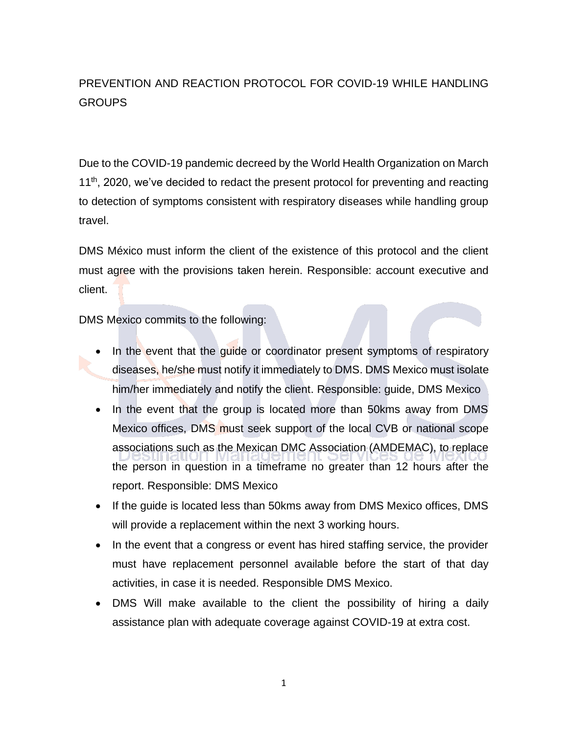# PREVENTION AND REACTION PROTOCOL FOR COVID-19 WHILE HANDLING GROUPS

Due to the COVID-19 pandemic decreed by the World Health Organization on March 11th, 2020, we've decided to redact the present protocol for preventing and reacting to detection of symptoms consistent with respiratory diseases while handling group travel.

DMS México must inform the client of the existence of this protocol and the client must agree with the provisions taken herein. Responsible: account executive and client.

DMS Mexico commits to the following:

- In the event that the guide or coordinator present symptoms of respiratory diseases, he/she must notify it immediately to DMS. DMS Mexico must isolate him/her immediately and notify the client. Responsible: guide, DMS Mexico
- In the event that the group is located more than 50kms away from DMS Mexico offices, DMS must seek support of the local CVB or national scope associations such as the Mexican DMC Association (AMDEMAC), to replace the person in question in a timeframe no greater than 12 hours after the report. Responsible: DMS Mexico
- If the guide is located less than 50kms away from DMS Mexico offices, DMS will provide a replacement within the next 3 working hours.
- In the event that a congress or event has hired staffing service, the provider must have replacement personnel available before the start of that day activities, in case it is needed. Responsible DMS Mexico.
- DMS Will make available to the client the possibility of hiring a daily assistance plan with adequate coverage against COVID-19 at extra cost.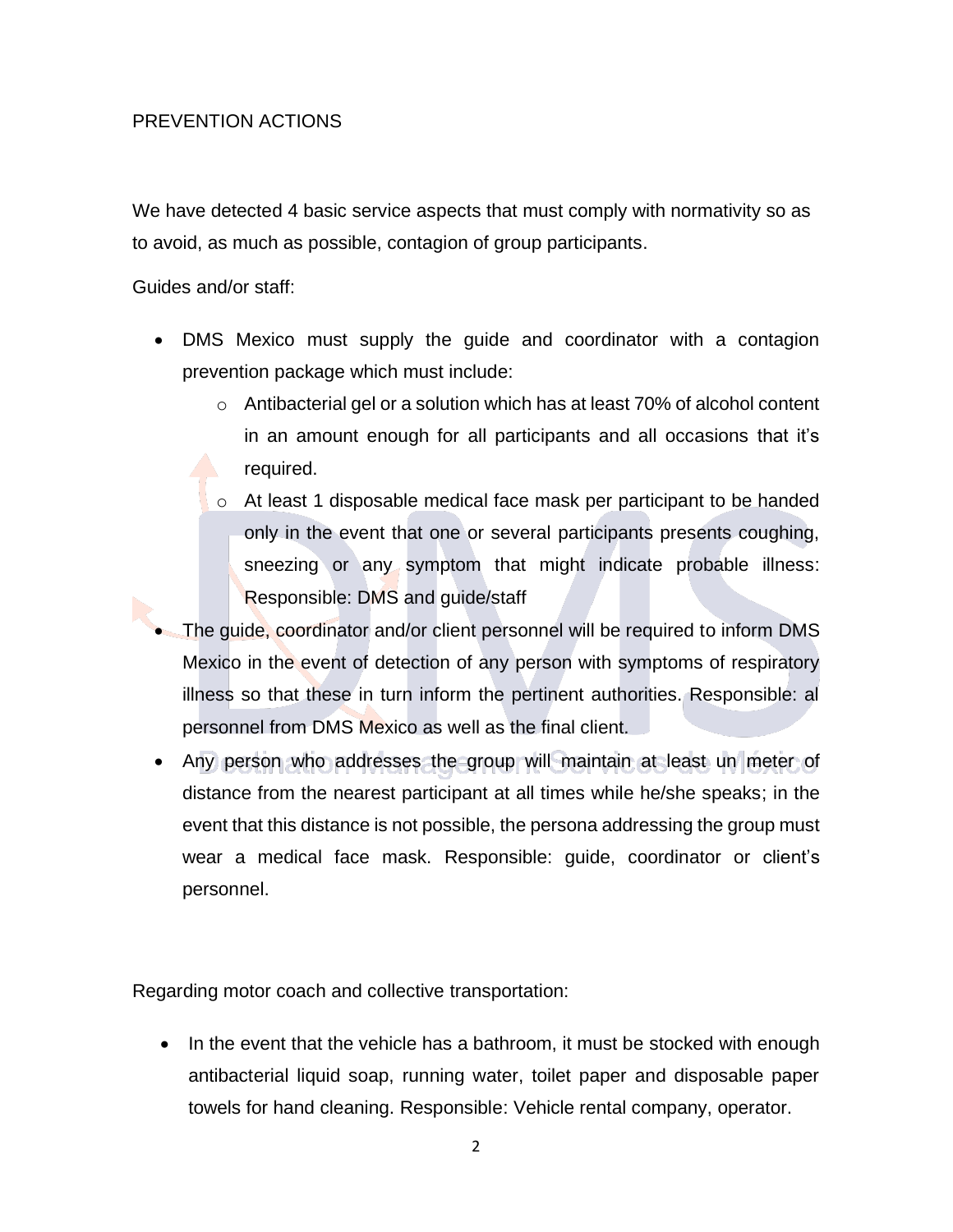PREVENTION ACTIONS

We have detected 4 basic service aspects that must comply with normativity so as to avoid, as much as possible, contagion of group participants.

Guides and/or staff:

- DMS Mexico must supply the guide and coordinator with a contagion prevention package which must include:
    - Antibacterial gel or a solution which has at least 70% of alcohol content in an amount enough for all participants and all occasions that it's required.
    - At least 1 disposable medical face mask per participant to be handed only in the event that one or several participants presents coughing, sneezing or any symptom that might indicate probable illness: Responsible: DMS and guide/staff
- The guide, coordinator and/or client personnel will be required to inform DMS Mexico in the event of detection of any person with symptoms of respiratory illness so that these in turn inform the pertinent authorities. Responsible: al personnel from DMS Mexico as well as the final client.
- Any person who addresses the group will maintain at least un meter of distance from the nearest participant at all times while he/she speaks; in the event that this distance is not possible, the persona addressing the group must wear a medical face mask. Responsible: guide, coordinator or client's personnel.

Regarding motor coach and collective transportation:

- In the event that the vehicle has a bathroom, it must be stocked with enough antibacterial liquid soap, running water, toilet paper and disposable paper towels for hand cleaning. Responsible: Vehicle rental company, operator.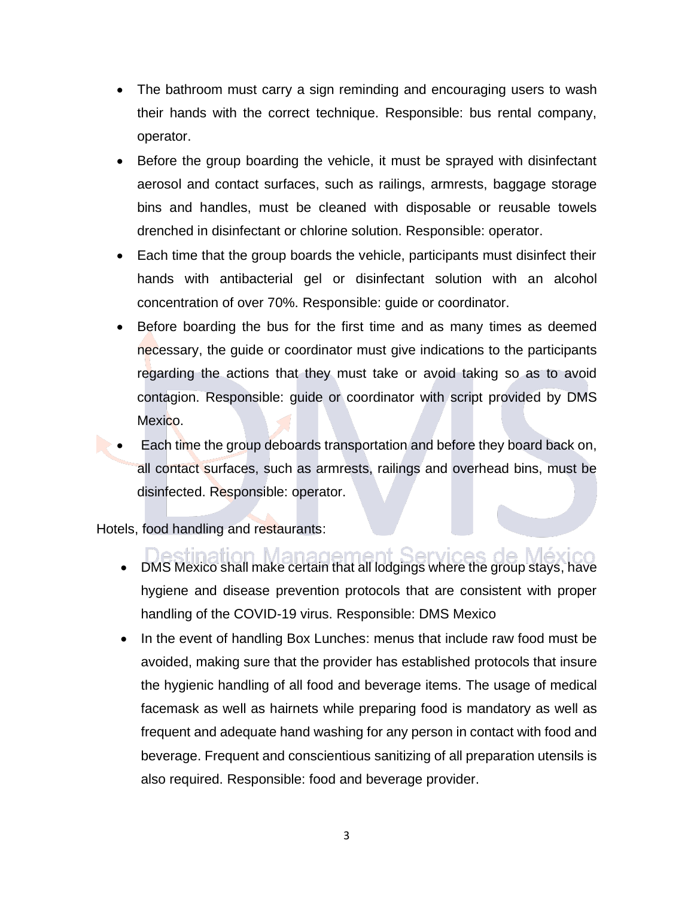- The bathroom must carry a sign reminding and encouraging users to wash their hands with the correct technique. Responsible: bus rental company, operator.
- Before the group boarding the vehicle, it must be sprayed with disinfectant aerosol and contact surfaces, such as railings, armrests, baggage storage bins and handles, must be cleaned with disposable or reusable towels drenched in disinfectant or chlorine solution. Responsible: operator.
- Each time that the group boards the vehicle, participants must disinfect their hands with antibacterial gel or disinfectant solution with an alcohol concentration of over 70%. Responsible: guide or coordinator.
- Before boarding the bus for the first time and as many times as deemed necessary, the guide or coordinator must give indications to the participants regarding the actions that they must take or avoid taking so as to avoid contagion. Responsible: guide or coordinator with script provided by DMS Mexico.
- Each time the group deboards transportation and before they board back on, all contact surfaces, such as armrests, railings and overhead bins, must be disinfected. Responsible: operator.

Hotels, food handling and restaurants:

- DMS Mexico shall make certain that all lodgings where the group stays, have hygiene and disease prevention protocols that are consistent with proper handling of the COVID-19 virus. Responsible: DMS Mexico
- In the event of handling Box Lunches: menus that include raw food must be avoided, making sure that the provider has established protocols that insure the hygienic handling of all food and beverage items. The usage of medical facemask as well as hairnets while preparing food is mandatory as well as frequent and adequate hand washing for any person in contact with food and beverage. Frequent and conscientious sanitizing of all preparation utensils is also required. Responsible: food and beverage provider.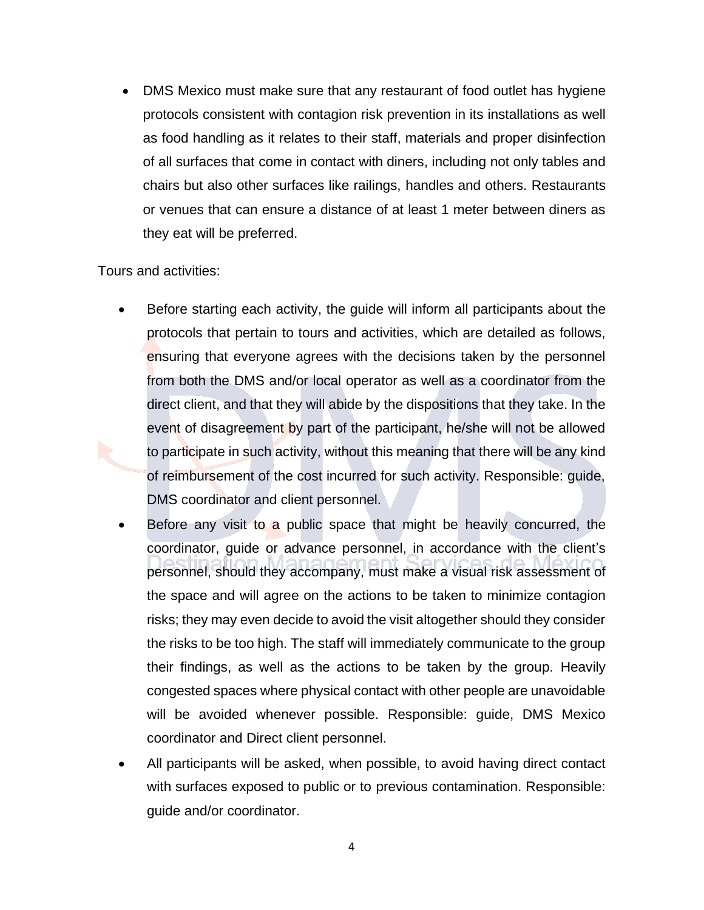- DMS Mexico must make sure that any restaurant of food outlet has hygiene protocols consistent with contagion risk prevention in its installations as well as food handling as it relates to their staff, materials and proper disinfection of all surfaces that come in contact with diners, including not only tables and chairs but also other surfaces like railings, handles and others. Restaurants or venues that can ensure a distance of at least 1 meter between diners as they eat will be preferred.

Tours and activities:

- Before starting each activity, the guide will inform all participants about the protocols that pertain to tours and activities, which are detailed as follows, ensuring that everyone agrees with the decisions taken by the personnel from both the DMS and/or local operator as well as a coordinator from the direct client, and that they will abide by the dispositions that they take. In the event of disagreement by part of the participant, he/she will not be allowed to participate in such activity, without this meaning that there will be any kind of reimbursement of the cost incurred for such activity. Responsible: guide, DMS coordinator and client personnel.
- Before any visit to a public space that might be heavily concurred, the coordinator, guide or advance personnel, in accordance with the client's personnel, should they accompany, must make a visual risk assessment of the space and will agree on the actions to be taken to minimize contagion risks; they may even decide to avoid the visit altogether should they consider the risks to be too high. The staff will immediately communicate to the group their findings, as well as the actions to be taken by the group. Heavily congested spaces where physical contact with other people are unavoidable will be avoided whenever possible. Responsible: guide, DMS Mexico coordinator and Direct client personnel.
- All participants will be asked, when possible, to avoid having direct contact with surfaces exposed to public or to previous contamination. Responsible: guide and/or coordinator.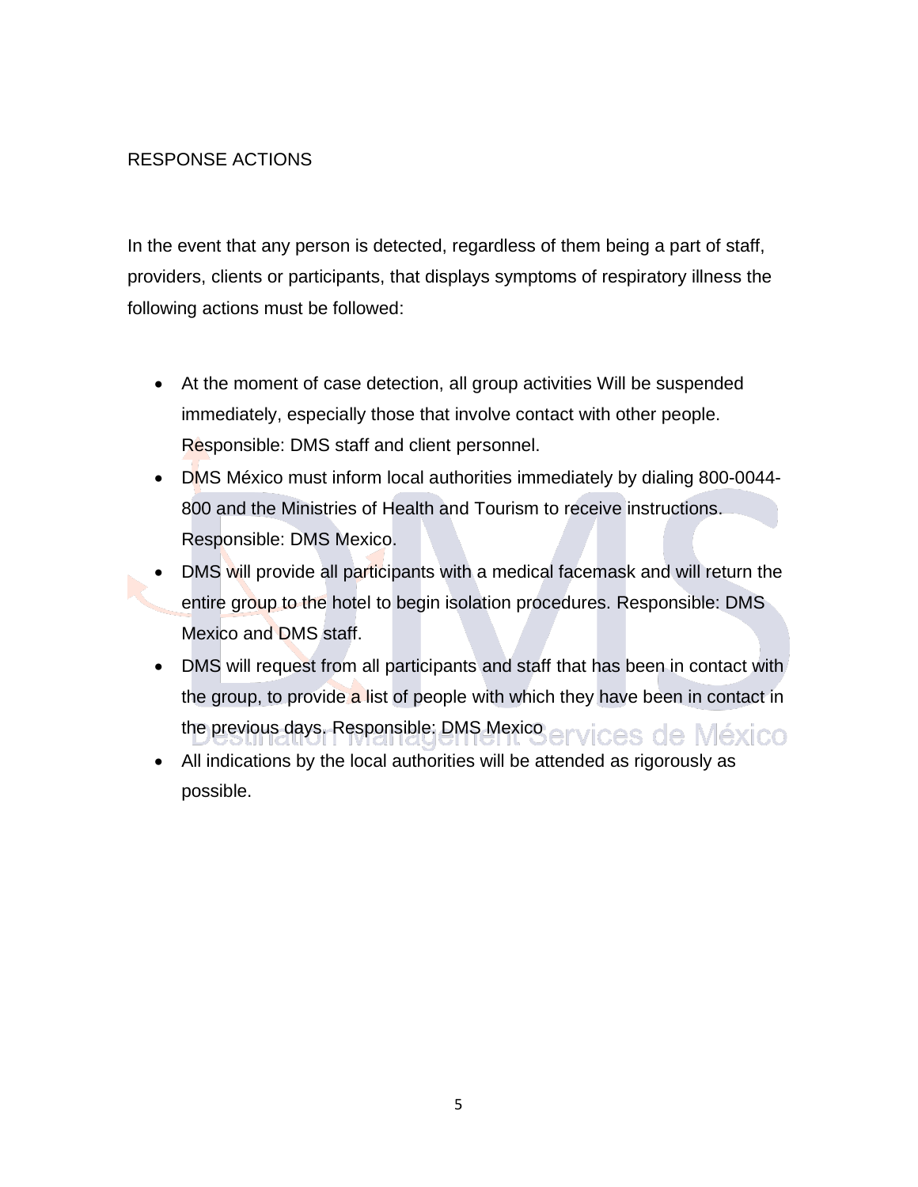## RESPONSE ACTIONS

In the event that any person is detected, regardless of them being a part of staff, providers, clients or participants, that displays symptoms of respiratory illness the following actions must be followed:

- At the moment of case detection, all group activities Will be suspended immediately, especially those that involve contact with other people. Responsible: DMS staff and client personnel.
- DMS México must inform local authorities immediately by dialing 800-0044-800 and the Ministries of Health and Tourism to receive instructions. Responsible: DMS Mexico.
- DMS will provide all participants with a medical facemask and will return the entire group to the hotel to begin isolation procedures. Responsible: DMS Mexico and DMS staff.
- DMS will request from all participants and staff that has been in contact with the group, to provide a list of people with which they have been in contact in the previous days. Responsible: DMS Mexico
- All indications by the local authorities will be attended as rigorously as possible.